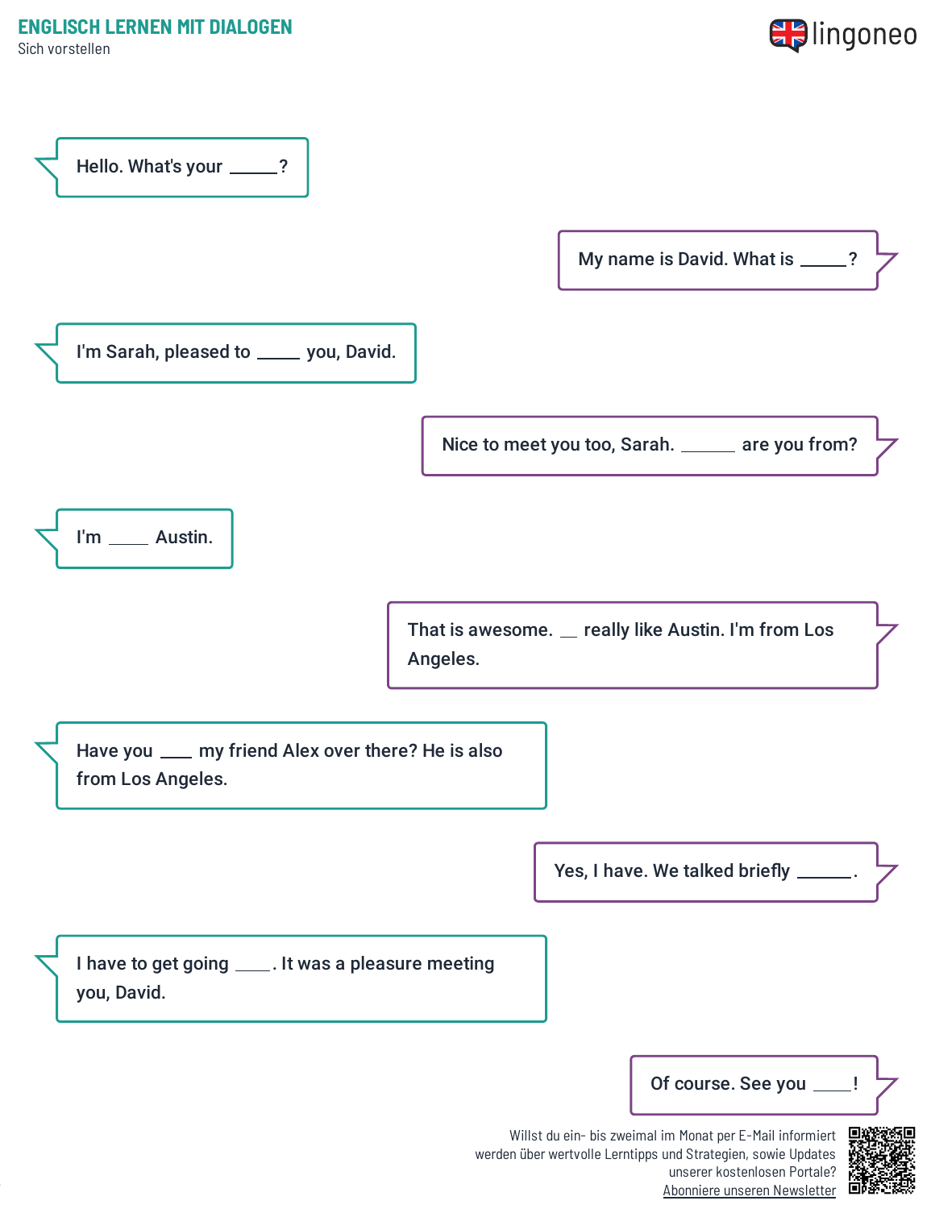# ENGLISCH LERNEN MIT DIALOGEN

Sich vorstellen

Hello. What's your _____?

My name is David. What is _____?

I'm Sarah, pleased to _____ you, David.

Nice to meet you too, Sarah. ______ are you from?

I'm _____ Austin.

That is awesome. __ really like Austin. I'm from Los Angeles.

Have you ___ my friend Alex over there? He is also from Los Angeles.

Yes, I have. We talked briefly ______.

I have to get going ____. It was a pleasure meeting you, David.

Of course. See you ____!

Willst du ein- bis zweimal im Monat per E-Mail informiert werden über wertvolle Lerntipps und Strategien, sowie Updates unserer kostenlosen Portale? Abonniere unseren Newsletter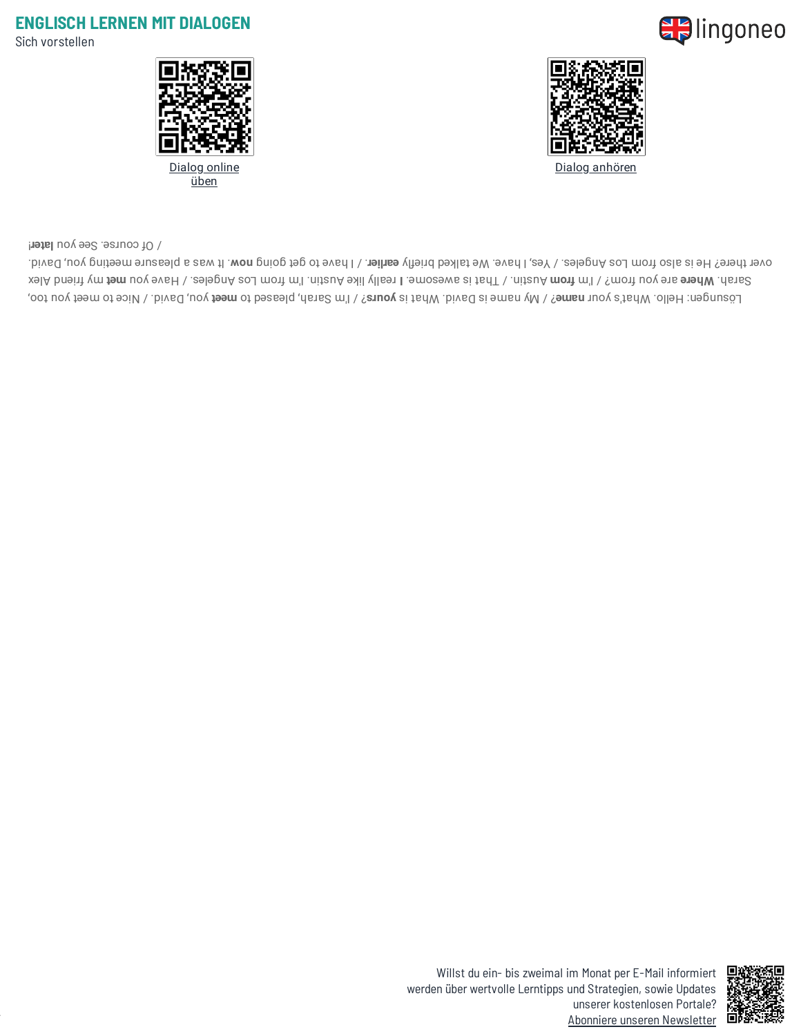## ENGLISCH LERNEN MIT DIALOGEN

Sich vorstellen

Dialog online üben

Dialog anhören

Lösungen: Hello. What's your **name**? / My name is David. What is **yours**? / I'm Sarah, pleased to **meet** you, David. / Nice to meet you too, Sarah. **Where** are you from? / I'm **from** Austin. / That is awesome. **I** really like Austin. I'm from Los Angeles. / Have you **met** my friend Alex over there? He is also from Los Angeles. / Yes, I have. We talked briefly **earlier**. / I have to get going **now**. It was a pleasure meeting you, David. / Of course. See you **later**!

Willst du ein- bis zweimal im Monat per E-Mail informiert werden über wertvolle Lerntipps und Strategien, sowie Updates unserer kostenlosen Portale?
Abonniere unseren Newsletter